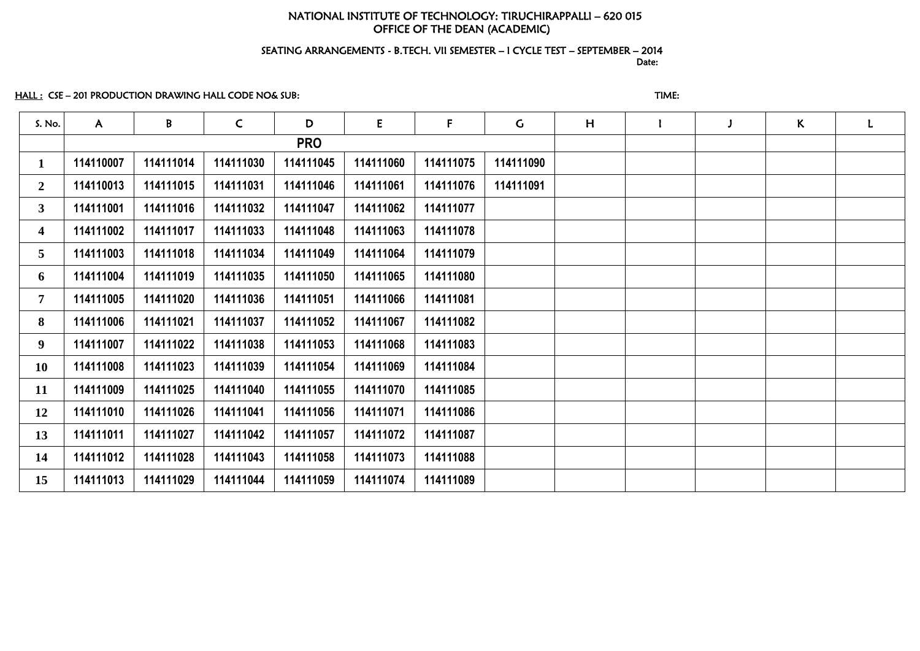NATIONAL INSTITUTE OF TECHNOLOGY: TIRUCHIRAPPALLI – 620 015
OFFICE OF THE DEAN (ACADEMIC)

SEATING ARRANGEMENTS - B.TECH. VII SEMESTER – I CYCLE TEST – SEPTEMBER – 2014

Date:

HALL : CSE – 201 PRODUCTION DRAWING HALL CODE NO& SUB: TIME:

| S. No. | A | B | C | D | E | F | G | H | I | J | K | L |
|---|---|---|---|---|---|---|---|---|---|---|---|---|
| | PRO | | | | | | | | | | | |
| 1 | 114110007 | 114111014 | 114111030 | 114111045 | 114111060 | 114111075 | 114111090 | | | | | |
| 2 | 114110013 | 114111015 | 114111031 | 114111046 | 114111061 | 114111076 | 114111091 | | | | | |
| 3 | 114111001 | 114111016 | 114111032 | 114111047 | 114111062 | 114111077 | | | | | | |
| 4 | 114111002 | 114111017 | 114111033 | 114111048 | 114111063 | 114111078 | | | | | | |
| 5 | 114111003 | 114111018 | 114111034 | 114111049 | 114111064 | 114111079 | | | | | | |
| 6 | 114111004 | 114111019 | 114111035 | 114111050 | 114111065 | 114111080 | | | | | | |
| 7 | 114111005 | 114111020 | 114111036 | 114111051 | 114111066 | 114111081 | | | | | | |
| 8 | 114111006 | 114111021 | 114111037 | 114111052 | 114111067 | 114111082 | | | | | | |
| 9 | 114111007 | 114111022 | 114111038 | 114111053 | 114111068 | 114111083 | | | | | | |
| 10 | 114111008 | 114111023 | 114111039 | 114111054 | 114111069 | 114111084 | | | | | | |
| 11 | 114111009 | 114111025 | 114111040 | 114111055 | 114111070 | 114111085 | | | | | | |
| 12 | 114111010 | 114111026 | 114111041 | 114111056 | 114111071 | 114111086 | | | | | | |
| 13 | 114111011 | 114111027 | 114111042 | 114111057 | 114111072 | 114111087 | | | | | | |
| 14 | 114111012 | 114111028 | 114111043 | 114111058 | 114111073 | 114111088 | | | | | | |
| 15 | 114111013 | 114111029 | 114111044 | 114111059 | 114111074 | 114111089 | | | | | | |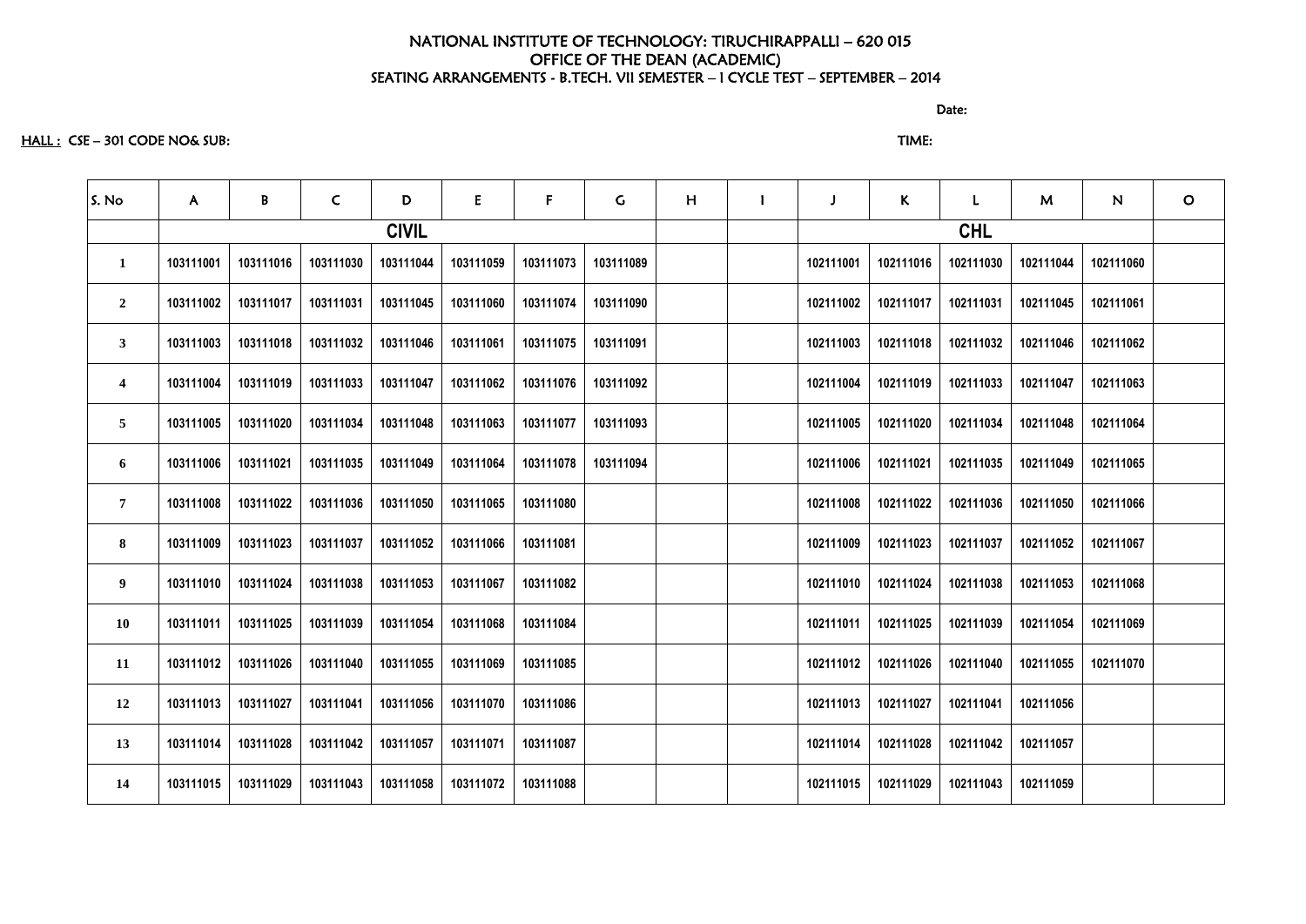NATIONAL INSTITUTE OF TECHNOLOGY: TIRUCHIRAPPALLI – 620 015
OFFICE OF THE DEAN (ACADEMIC)
SEATING ARRANGEMENTS - B.TECH. VII SEMESTER – I CYCLE TEST – SEPTEMBER – 2014

Date:

HALL : CSE – 301 CODE NO& SUB: TIME:

| S. No | A | B | C | D | E | F | G | H | I | J | K | L | M | N | O |
|---|---|---|---|---|---|---|---|---|---|---|---|---|---|---|---|
| | CIVIL | | | | | | | | | CHL | | | | | |
| 1 | 103111001 | 103111016 | 103111030 | 103111044 | 103111059 | 103111073 | 103111089 | | | 102111001 | 102111016 | 102111030 | 102111044 | 102111060 | |
| 2 | 103111002 | 103111017 | 103111031 | 103111045 | 103111060 | 103111074 | 103111090 | | | 102111002 | 102111017 | 102111031 | 102111045 | 102111061 | |
| 3 | 103111003 | 103111018 | 103111032 | 103111046 | 103111061 | 103111075 | 103111091 | | | 102111003 | 102111018 | 102111032 | 102111046 | 102111062 | |
| 4 | 103111004 | 103111019 | 103111033 | 103111047 | 103111062 | 103111076 | 103111092 | | | 102111004 | 102111019 | 102111033 | 102111047 | 102111063 | |
| 5 | 103111005 | 103111020 | 103111034 | 103111048 | 103111063 | 103111077 | 103111093 | | | 102111005 | 102111020 | 102111034 | 102111048 | 102111064 | |
| 6 | 103111006 | 103111021 | 103111035 | 103111049 | 103111064 | 103111078 | 103111094 | | | 102111006 | 102111021 | 102111035 | 102111049 | 102111065 | |
| 7 | 103111008 | 103111022 | 103111036 | 103111050 | 103111065 | 103111080 | | | | 102111008 | 102111022 | 102111036 | 102111050 | 102111066 | |
| 8 | 103111009 | 103111023 | 103111037 | 103111052 | 103111066 | 103111081 | | | | 102111009 | 102111023 | 102111037 | 102111052 | 102111067 | |
| 9 | 103111010 | 103111024 | 103111038 | 103111053 | 103111067 | 103111082 | | | | 102111010 | 102111024 | 102111038 | 102111053 | 102111068 | |
| 10 | 103111011 | 103111025 | 103111039 | 103111054 | 103111068 | 103111084 | | | | 102111011 | 102111025 | 102111039 | 102111054 | 102111069 | |
| 11 | 103111012 | 103111026 | 103111040 | 103111055 | 103111069 | 103111085 | | | | 102111012 | 102111026 | 102111040 | 102111055 | 102111070 | |
| 12 | 103111013 | 103111027 | 103111041 | 103111056 | 103111070 | 103111086 | | | | 102111013 | 102111027 | 102111041 | 102111056 | | |
| 13 | 103111014 | 103111028 | 103111042 | 103111057 | 103111071 | 103111087 | | | | 102111014 | 102111028 | 102111042 | 102111057 | | |
| 14 | 103111015 | 103111029 | 103111043 | 103111058 | 103111072 | 103111088 | | | | 102111015 | 102111029 | 102111043 | 102111059 | | |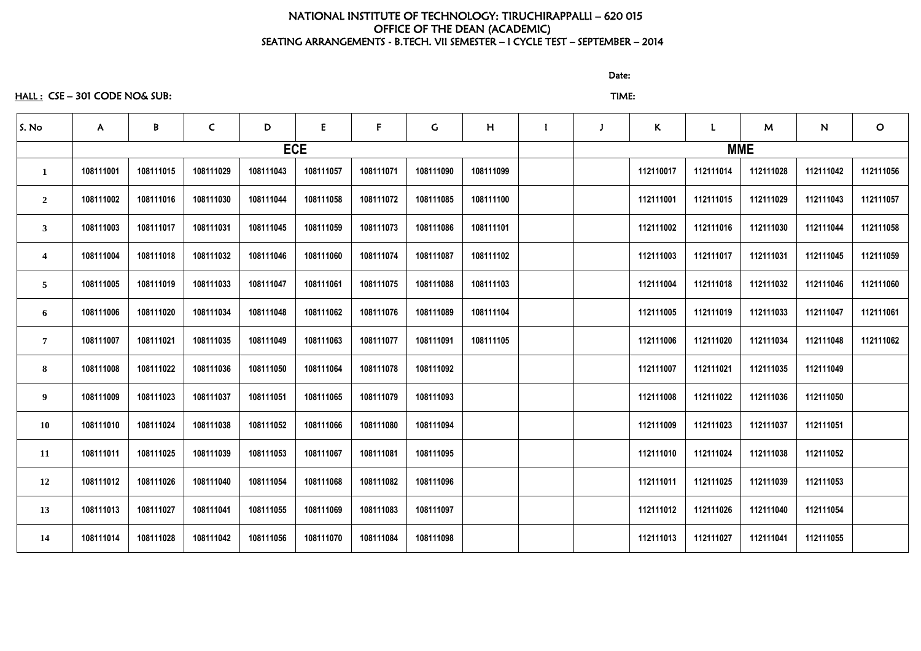NATIONAL INSTITUTE OF TECHNOLOGY: TIRUCHIRAPPALLI – 620 015
OFFICE OF THE DEAN (ACADEMIC)
SEATING ARRANGEMENTS - B.TECH. VII SEMESTER – I CYCLE TEST – SEPTEMBER – 2014

Date:

HALL : CSE – 301 CODE NO& SUB: TIME:

| S. No | A | B | C | D | E | F | G | H | I | J | K | L | M | N | O |
|---|---|---|---|---|---|---|---|---|---|---|---|---|---|---|---|
| | ECE | | | | | | | | | | MME | | | | |
| 1 | 108111001 | 108111015 | 108111029 | 108111043 | 108111057 | 108111071 | 108111090 | 108111099 | | | 112110017 | 112111014 | 112111028 | 112111042 | 112111056 |
| 2 | 108111002 | 108111016 | 108111030 | 108111044 | 108111058 | 108111072 | 108111085 | 108111100 | | | 112111001 | 112111015 | 112111029 | 112111043 | 112111057 |
| 3 | 108111003 | 108111017 | 108111031 | 108111045 | 108111059 | 108111073 | 108111086 | 108111101 | | | 112111002 | 112111016 | 112111030 | 112111044 | 112111058 |
| 4 | 108111004 | 108111018 | 108111032 | 108111046 | 108111060 | 108111074 | 108111087 | 108111102 | | | 112111003 | 112111017 | 112111031 | 112111045 | 112111059 |
| 5 | 108111005 | 108111019 | 108111033 | 108111047 | 108111061 | 108111075 | 108111088 | 108111103 | | | 112111004 | 112111018 | 112111032 | 112111046 | 112111060 |
| 6 | 108111006 | 108111020 | 108111034 | 108111048 | 108111062 | 108111076 | 108111089 | 108111104 | | | 112111005 | 112111019 | 112111033 | 112111047 | 112111061 |
| 7 | 108111007 | 108111021 | 108111035 | 108111049 | 108111063 | 108111077 | 108111091 | 108111105 | | | 112111006 | 112111020 | 112111034 | 112111048 | 112111062 |
| 8 | 108111008 | 108111022 | 108111036 | 108111050 | 108111064 | 108111078 | 108111092 | | | | 112111007 | 112111021 | 112111035 | 112111049 | |
| 9 | 108111009 | 108111023 | 108111037 | 108111051 | 108111065 | 108111079 | 108111093 | | | | 112111008 | 112111022 | 112111036 | 112111050 | |
| 10 | 108111010 | 108111024 | 108111038 | 108111052 | 108111066 | 108111080 | 108111094 | | | | 112111009 | 112111023 | 112111037 | 112111051 | |
| 11 | 108111011 | 108111025 | 108111039 | 108111053 | 108111067 | 108111081 | 108111095 | | | | 112111010 | 112111024 | 112111038 | 112111052 | |
| 12 | 108111012 | 108111026 | 108111040 | 108111054 | 108111068 | 108111082 | 108111096 | | | | 112111011 | 112111025 | 112111039 | 112111053 | |
| 13 | 108111013 | 108111027 | 108111041 | 108111055 | 108111069 | 108111083 | 108111097 | | | | 112111012 | 112111026 | 112111040 | 112111054 | |
| 14 | 108111014 | 108111028 | 108111042 | 108111056 | 108111070 | 108111084 | 108111098 | | | | 112111013 | 112111027 | 112111041 | 112111055 | |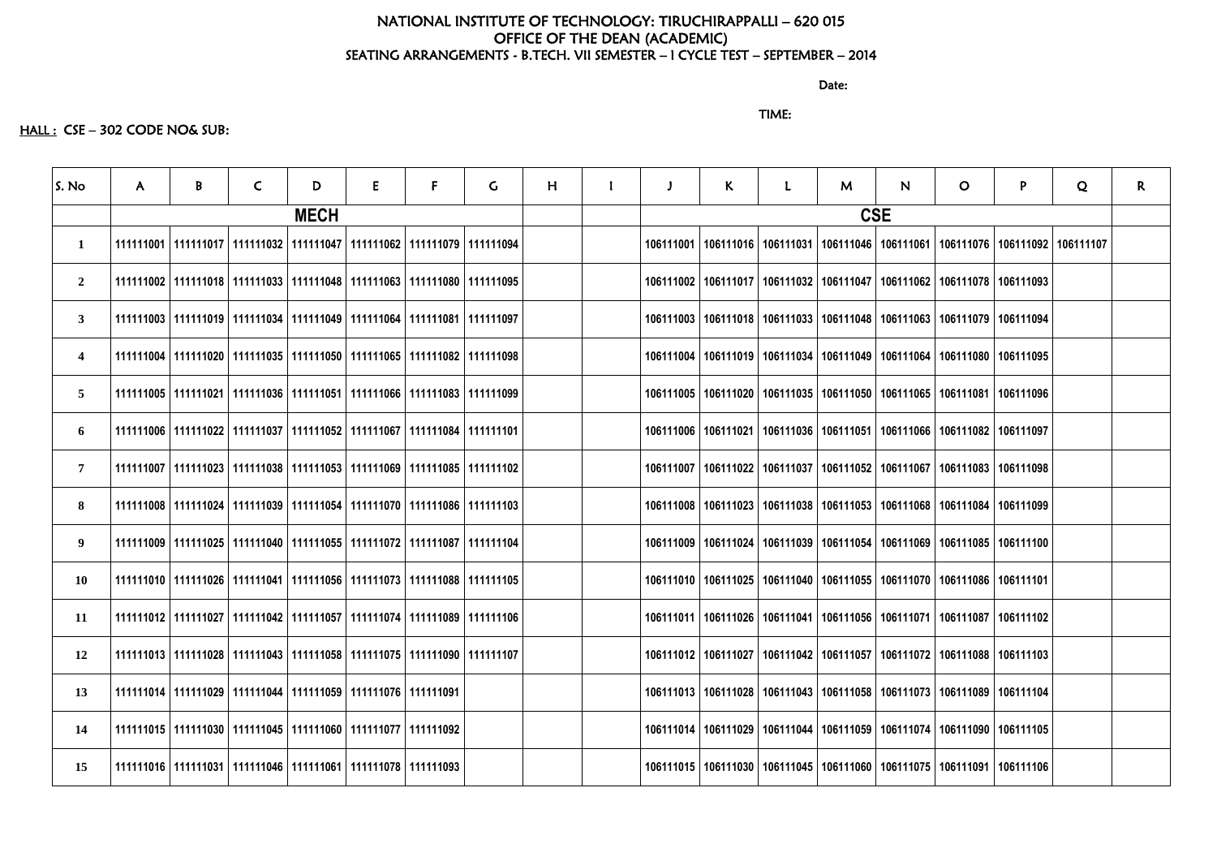NATIONAL INSTITUTE OF TECHNOLOGY: TIRUCHIRAPPALLI – 620 015
OFFICE OF THE DEAN (ACADEMIC)
SEATING ARRANGEMENTS - B.TECH. VII SEMESTER – I CYCLE TEST – SEPTEMBER – 2014

Date:

TIME:

HALL : CSE – 302 CODE NO& SUB:

| S. No | A | B | C | D | E | F | G | H | I | J | K | L | M | N | O | P | Q | R |
|---|---|---|---|---|---|---|---|---|---|---|---|---|---|---|---|---|---|---|
| | MECH | | | | | | | | | CSE | | | | | | | | |
| 1 | 111111001 | 111111017 | 111111032 | 111111047 | 111111062 | 111111079 | 111111094 | | | 106111001 | 106111016 | 106111031 | 106111046 | 106111061 | 106111076 | 106111092 | 106111107 | |
| 2 | 111111002 | 111111018 | 111111033 | 111111048 | 111111063 | 111111080 | 111111095 | | | 106111002 | 106111017 | 106111032 | 106111047 | 106111062 | 106111078 | 106111093 | | |
| 3 | 111111003 | 111111019 | 111111034 | 111111049 | 111111064 | 111111081 | 111111097 | | | 106111003 | 106111018 | 106111033 | 106111048 | 106111063 | 106111079 | 106111094 | | |
| 4 | 111111004 | 111111020 | 111111035 | 111111050 | 111111065 | 111111082 | 111111098 | | | 106111004 | 106111019 | 106111034 | 106111049 | 106111064 | 106111080 | 106111095 | | |
| 5 | 111111005 | 111111021 | 111111036 | 111111051 | 111111066 | 111111083 | 111111099 | | | 106111005 | 106111020 | 106111035 | 106111050 | 106111065 | 106111081 | 106111096 | | |
| 6 | 111111006 | 111111022 | 111111037 | 111111052 | 111111067 | 111111084 | 111111101 | | | 106111006 | 106111021 | 106111036 | 106111051 | 106111066 | 106111082 | 106111097 | | |
| 7 | 111111007 | 111111023 | 111111038 | 111111053 | 111111069 | 111111085 | 111111102 | | | 106111007 | 106111022 | 106111037 | 106111052 | 106111067 | 106111083 | 106111098 | | |
| 8 | 111111008 | 111111024 | 111111039 | 111111054 | 111111070 | 111111086 | 111111103 | | | 106111008 | 106111023 | 106111038 | 106111053 | 106111068 | 106111084 | 106111099 | | |
| 9 | 111111009 | 111111025 | 111111040 | 111111055 | 111111072 | 111111087 | 111111104 | | | 106111009 | 106111024 | 106111039 | 106111054 | 106111069 | 106111085 | 106111100 | | |
| 10 | 111111010 | 111111026 | 111111041 | 111111056 | 111111073 | 111111088 | 111111105 | | | 106111010 | 106111025 | 106111040 | 106111055 | 106111070 | 106111086 | 106111101 | | |
| 11 | 111111012 | 111111027 | 111111042 | 111111057 | 111111074 | 111111089 | 111111106 | | | 106111011 | 106111026 | 106111041 | 106111056 | 106111071 | 106111087 | 106111102 | | |
| 12 | 111111013 | 111111028 | 111111043 | 111111058 | 111111075 | 111111090 | 111111107 | | | 106111012 | 106111027 | 106111042 | 106111057 | 106111072 | 106111088 | 106111103 | | |
| 13 | 111111014 | 111111029 | 111111044 | 111111059 | 111111076 | 111111091 | | | | 106111013 | 106111028 | 106111043 | 106111058 | 106111073 | 106111089 | 106111104 | | |
| 14 | 111111015 | 111111030 | 111111045 | 111111060 | 111111077 | 111111092 | | | | 106111014 | 106111029 | 106111044 | 106111059 | 106111074 | 106111090 | 106111105 | | |
| 15 | 111111016 | 111111031 | 111111046 | 111111061 | 111111078 | 111111093 | | | | 106111015 | 106111030 | 106111045 | 106111060 | 106111075 | 106111091 | 106111106 | | |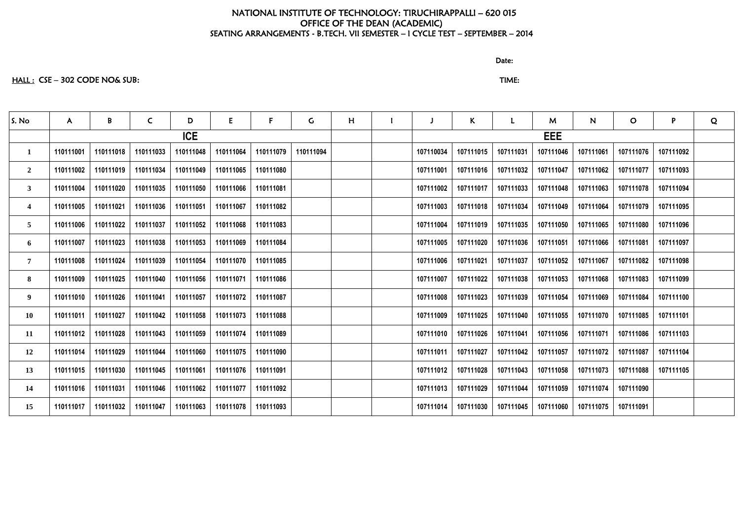NATIONAL INSTITUTE OF TECHNOLOGY: TIRUCHIRAPPALLI – 620 015
OFFICE OF THE DEAN (ACADEMIC)
SEATING ARRANGEMENTS - B.TECH. VII SEMESTER – I CYCLE TEST – SEPTEMBER – 2014

Date:

HALL : CSE – 302 CODE NO& SUB:

TIME:

| S. No | A | B | C | D | E | F | G | H | I | J | K | L | M | N | O | P | Q |
|---|---|---|---|---|---|---|---|---|---|---|---|---|---|---|---|---|---|
| | ICE | | | | | | | | | EEE | | | | | | | |
| 1 | 110111001 | 110111018 | 110111033 | 110111048 | 110111064 | 110111079 | 110111094 | | | 107110034 | 107111015 | 107111031 | 107111046 | 107111061 | 107111076 | 107111092 | |
| 2 | 110111002 | 110111019 | 110111034 | 110111049 | 110111065 | 110111080 | | | | 107111001 | 107111016 | 107111032 | 107111047 | 107111062 | 107111077 | 107111093 | |
| 3 | 110111004 | 110111020 | 110111035 | 110111050 | 110111066 | 110111081 | | | | 107111002 | 107111017 | 107111033 | 107111048 | 107111063 | 107111078 | 107111094 | |
| 4 | 110111005 | 110111021 | 110111036 | 110111051 | 110111067 | 110111082 | | | | 107111003 | 107111018 | 107111034 | 107111049 | 107111064 | 107111079 | 107111095 | |
| 5 | 110111006 | 110111022 | 110111037 | 110111052 | 110111068 | 110111083 | | | | 107111004 | 107111019 | 107111035 | 107111050 | 107111065 | 107111080 | 107111096 | |
| 6 | 110111007 | 110111023 | 110111038 | 110111053 | 110111069 | 110111084 | | | | 107111005 | 107111020 | 107111036 | 107111051 | 107111066 | 107111081 | 107111097 | |
| 7 | 110111008 | 110111024 | 110111039 | 110111054 | 110111070 | 110111085 | | | | 107111006 | 107111021 | 107111037 | 107111052 | 107111067 | 107111082 | 107111098 | |
| 8 | 110111009 | 110111025 | 110111040 | 110111056 | 110111071 | 110111086 | | | | 107111007 | 107111022 | 107111038 | 107111053 | 107111068 | 107111083 | 107111099 | |
| 9 | 110111010 | 110111026 | 110111041 | 110111057 | 110111072 | 110111087 | | | | 107111008 | 107111023 | 107111039 | 107111054 | 107111069 | 107111084 | 107111100 | |
| 10 | 110111011 | 110111027 | 110111042 | 110111058 | 110111073 | 110111088 | | | | 107111009 | 107111025 | 107111040 | 107111055 | 107111070 | 107111085 | 107111101 | |
| 11 | 110111012 | 110111028 | 110111043 | 110111059 | 110111074 | 110111089 | | | | 107111010 | 107111026 | 107111041 | 107111056 | 107111071 | 107111086 | 107111103 | |
| 12 | 110111014 | 110111029 | 110111044 | 110111060 | 110111075 | 110111090 | | | | 107111011 | 107111027 | 107111042 | 107111057 | 107111072 | 107111087 | 107111104 | |
| 13 | 110111015 | 110111030 | 110111045 | 110111061 | 110111076 | 110111091 | | | | 107111012 | 107111028 | 107111043 | 107111058 | 107111073 | 107111088 | 107111105 | |
| 14 | 110111016 | 110111031 | 110111046 | 110111062 | 110111077 | 110111092 | | | | 107111013 | 107111029 | 107111044 | 107111059 | 107111074 | 107111090 | | |
| 15 | 110111017 | 110111032 | 110111047 | 110111063 | 110111078 | 110111093 | | | | 107111014 | 107111030 | 107111045 | 107111060 | 107111075 | 107111091 | | |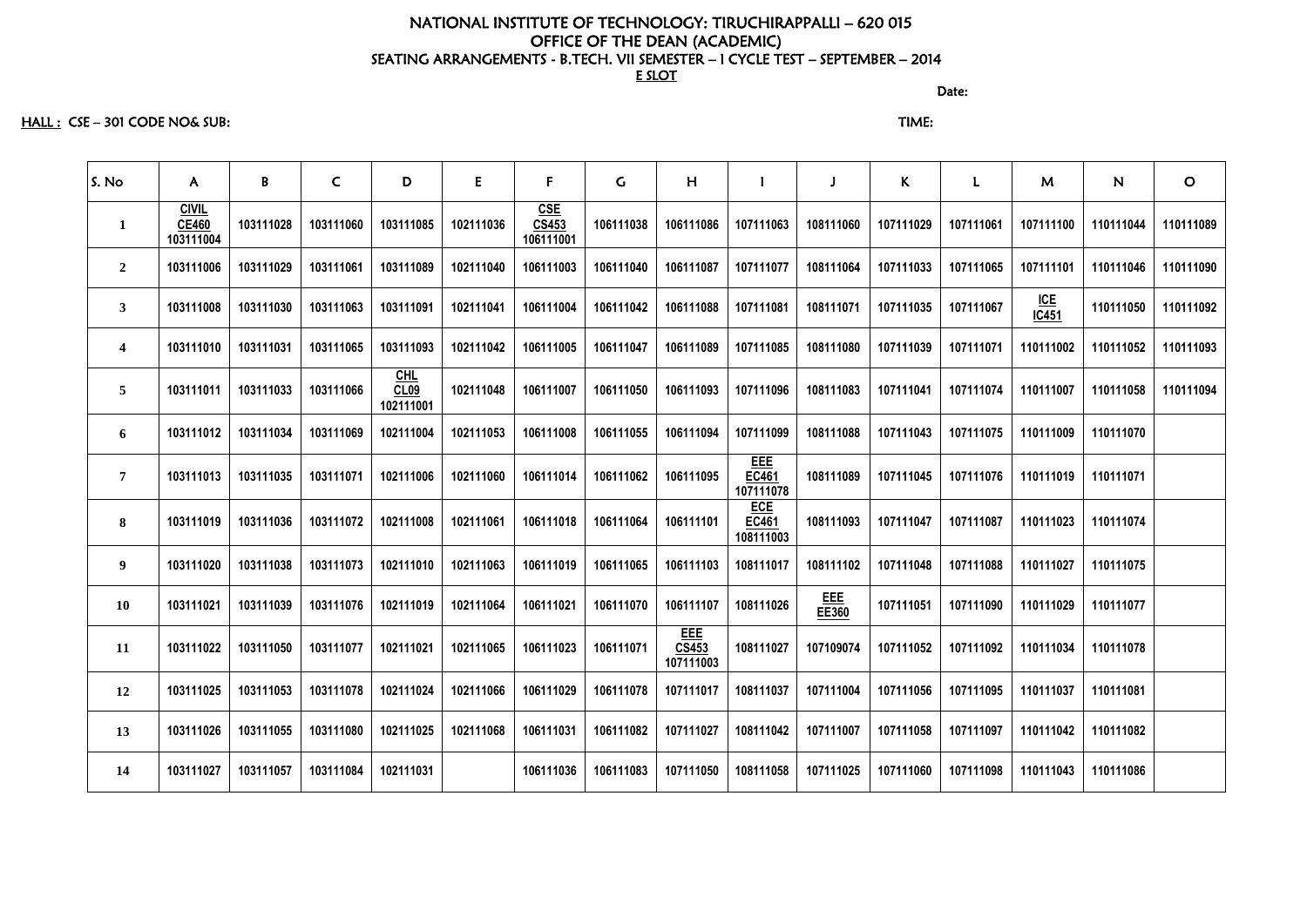NATIONAL INSTITUTE OF TECHNOLOGY: TIRUCHIRAPPALLI – 620 015

OFFICE OF THE DEAN (ACADEMIC)

SEATING ARRANGEMENTS - B.TECH. VII SEMESTER – I CYCLE TEST – SEPTEMBER – 2014

E SLOT

Date:

HALL : CSE – 301 CODE NO& SUB: TIME:

| S. No | A | B | C | D | E | F | G | H | I | J | K | L | M | N | O |
|---|---|---|---|---|---|---|---|---|---|---|---|---|---|---|---|
| 1 | CIVIL CE460 103111004 | 103111028 | 103111060 | 103111085 | 102111036 | CSE CS453 106111001 | 106111038 | 106111086 | 107111063 | 108111060 | 107111029 | 107111061 | 107111100 | 110111044 | 110111089 |
| 2 | 103111006 | 103111029 | 103111061 | 103111089 | 102111040 | 106111003 | 106111040 | 106111087 | 107111077 | 108111064 | 107111033 | 107111065 | 107111101 | 110111046 | 110111090 |
| 3 | 103111008 | 103111030 | 103111063 | 103111091 | 102111041 | 106111004 | 106111042 | 106111088 | 107111081 | 108111071 | 107111035 | 107111067 | ICE IC451 | 110111050 | 110111092 |
| 4 | 103111010 | 103111031 | 103111065 | 103111093 | 102111042 | 106111005 | 106111047 | 106111089 | 107111085 | 108111080 | 107111039 | 107111071 | 110111002 | 110111052 | 110111093 |
| 5 | 103111011 | 103111033 | 103111066 | CHL CL09 102111001 | 102111048 | 106111007 | 106111050 | 106111093 | 107111096 | 108111083 | 107111041 | 107111074 | 110111007 | 110111058 | 110111094 |
| 6 | 103111012 | 103111034 | 103111069 | 102111004 | 102111053 | 106111008 | 106111055 | 106111094 | 107111099 | 108111088 | 107111043 | 107111075 | 110111009 | 110111070 | |
| 7 | 103111013 | 103111035 | 103111071 | 102111006 | 102111060 | 106111014 | 106111062 | 106111095 | EEE EC461 107111078 | 108111089 | 107111045 | 107111076 | 110111019 | 110111071 | |
| 8 | 103111019 | 103111036 | 103111072 | 102111008 | 102111061 | 106111018 | 106111064 | 106111101 | ECE EC461 108111003 | 108111093 | 107111047 | 107111087 | 110111023 | 110111074 | |
| 9 | 103111020 | 103111038 | 103111073 | 102111010 | 102111063 | 106111019 | 106111065 | 106111103 | 108111017 | 108111102 | 107111048 | 107111088 | 110111027 | 110111075 | |
| 10 | 103111021 | 103111039 | 103111076 | 102111019 | 102111064 | 106111021 | 106111070 | 106111107 | 108111026 | EEE EE360 | 107111051 | 107111090 | 110111029 | 110111077 | |
| 11 | 103111022 | 103111050 | 103111077 | 102111021 | 102111065 | 106111023 | 106111071 | EEE CS453 107111003 | 108111027 | 107109074 | 107111052 | 107111092 | 110111034 | 110111078 | |
| 12 | 103111025 | 103111053 | 103111078 | 102111024 | 102111066 | 106111029 | 106111078 | 107111017 | 108111037 | 107111004 | 107111056 | 107111095 | 110111037 | 110111081 | |
| 13 | 103111026 | 103111055 | 103111080 | 102111025 | 102111068 | 106111031 | 106111082 | 107111027 | 108111042 | 107111007 | 107111058 | 107111097 | 110111042 | 110111082 | |
| 14 | 103111027 | 103111057 | 103111084 | 102111031 | | 106111036 | 106111083 | 107111050 | 108111058 | 107111025 | 107111060 | 107111098 | 110111043 | 110111086 | |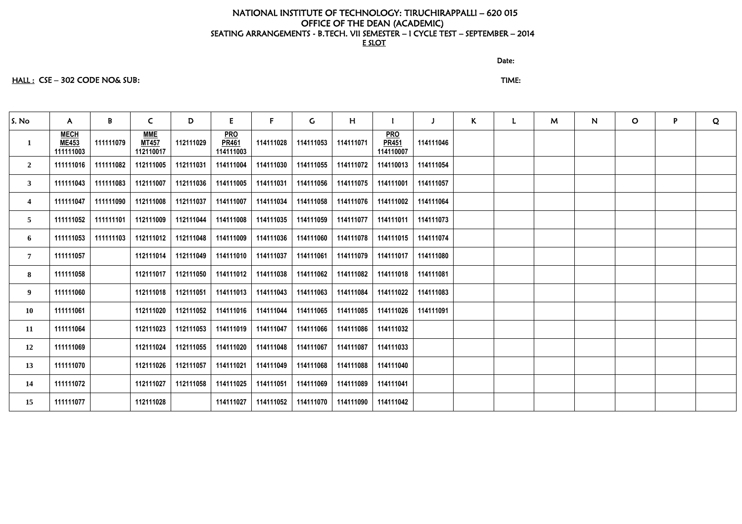NATIONAL INSTITUTE OF TECHNOLOGY: TIRUCHIRAPPALLI – 620 015
OFFICE OF THE DEAN (ACADEMIC)
SEATING ARRANGEMENTS - B.TECH. VII SEMESTER – I CYCLE TEST – SEPTEMBER – 2014
E SLOT

Date:

HALL : CSE – 302 CODE NO& SUB: TIME:

| S. No | A | B | C | D | E | F | G | H | I | J | K | L | M | N | O | P | Q |
|---|---|---|---|---|---|---|---|---|---|---|---|---|---|---|---|---|---|
| 1 | MECH ME453 111111003 | 111111079 | MME MT457 112110017 | 112111029 | PRO PR461 114111003 | 114111028 | 114111053 | 114111071 | PRO PR451 114110007 | 114111046 | | | | | | | |
| 2 | 111111016 | 111111082 | 112111005 | 112111031 | 114111004 | 114111030 | 114111055 | 114111072 | 114110013 | 114111054 | | | | | | | |
| 3 | 111111043 | 111111083 | 112111007 | 112111036 | 114111005 | 114111031 | 114111056 | 114111075 | 114111001 | 114111057 | | | | | | | |
| 4 | 111111047 | 111111090 | 112111008 | 112111037 | 114111007 | 114111034 | 114111058 | 114111076 | 114111002 | 114111064 | | | | | | | |
| 5 | 111111052 | 111111101 | 112111009 | 112111044 | 114111008 | 114111035 | 114111059 | 114111077 | 114111011 | 114111073 | | | | | | | |
| 6 | 111111053 | 111111103 | 112111012 | 112111048 | 114111009 | 114111036 | 114111060 | 114111078 | 114111015 | 114111074 | | | | | | | |
| 7 | 111111057 | | 112111014 | 112111049 | 114111010 | 114111037 | 114111061 | 114111079 | 114111017 | 114111080 | | | | | | | |
| 8 | 111111058 | | 112111017 | 112111050 | 114111012 | 114111038 | 114111062 | 114111082 | 114111018 | 114111081 | | | | | | | |
| 9 | 111111060 | | 112111018 | 112111051 | 114111013 | 114111043 | 114111063 | 114111084 | 114111022 | 114111083 | | | | | | | |
| 10 | 111111061 | | 112111020 | 112111052 | 114111016 | 114111044 | 114111065 | 114111085 | 114111026 | 114111091 | | | | | | | |
| 11 | 111111064 | | 112111023 | 112111053 | 114111019 | 114111047 | 114111066 | 114111086 | 114111032 | | | | | | | | |
| 12 | 111111069 | | 112111024 | 112111055 | 114111020 | 114111048 | 114111067 | 114111087 | 114111033 | | | | | | | | |
| 13 | 111111070 | | 112111026 | 112111057 | 114111021 | 114111049 | 114111068 | 114111088 | 114111040 | | | | | | | | |
| 14 | 111111072 | | 112111027 | 112111058 | 114111025 | 114111051 | 114111069 | 114111089 | 114111041 | | | | | | | | |
| 15 | 111111077 | | 112111028 | | 114111027 | 114111052 | 114111070 | 114111090 | 114111042 | | | | | | | | |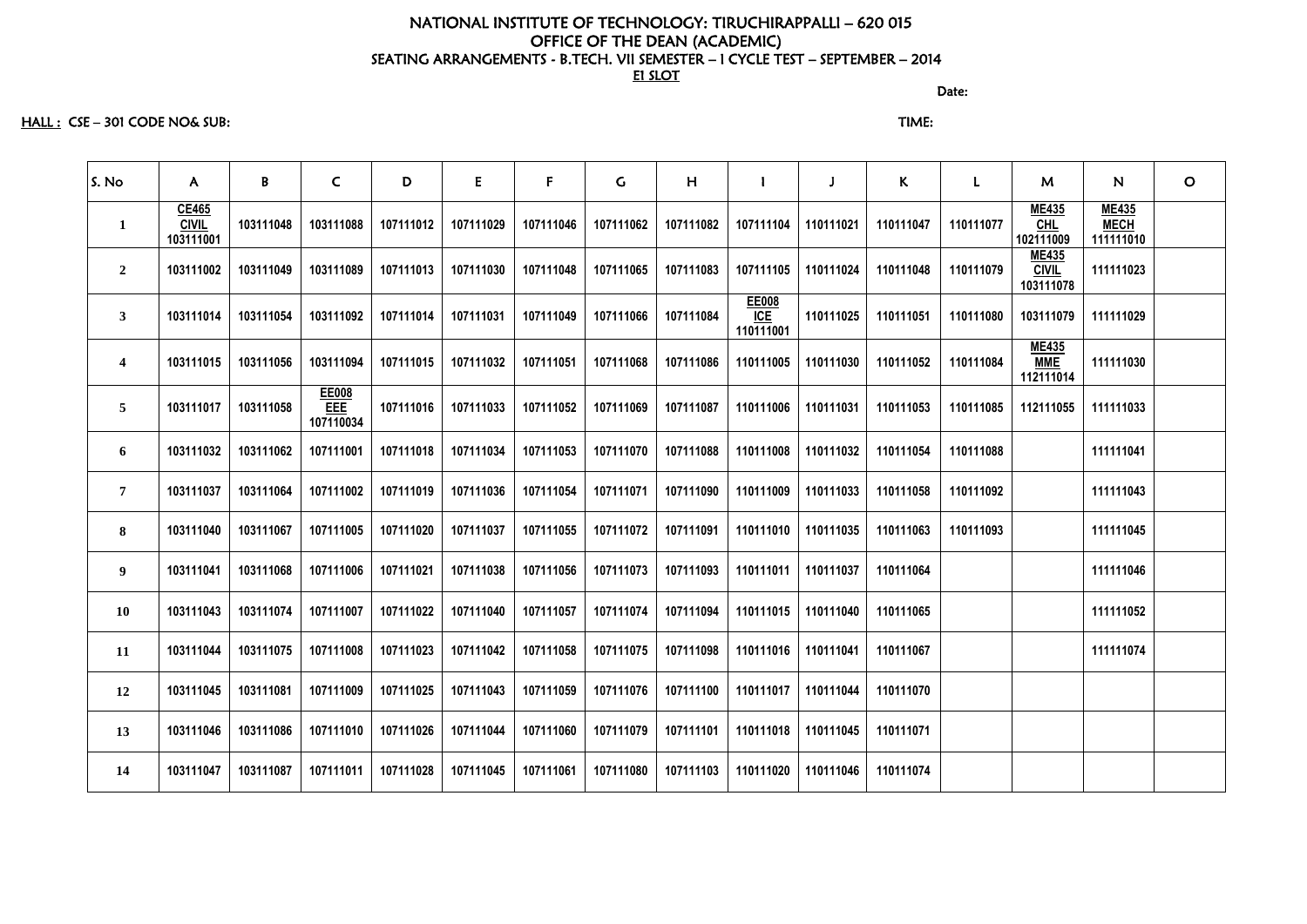# NATIONAL INSTITUTE OF TECHNOLOGY: TIRUCHIRAPPALLI – 620 015

## OFFICE OF THE DEAN (ACADEMIC)

### SEATING ARRANGEMENTS - B.TECH. VII SEMESTER – I CYCLE TEST – SEPTEMBER – 2014

**E1 SLOT**

Date:

HALL : CSE – 301 CODE NO& SUB: TIME:

| S. No | A | B | C | D | E | F | G | H | I | J | K | L | M | N | O |
|---|---|---|---|---|---|---|---|---|---|---|---|---|---|---|---|
| 1 | CE465 CIVIL 103111001 | 103111048 | 103111088 | 107111012 | 107111029 | 107111046 | 107111062 | 107111082 | 107111104 | 110111021 | 110111047 | 110111077 | ME435 CHL 102111009 | ME435 MECH 111111010 | |
| 2 | 103111002 | 103111049 | 103111089 | 107111013 | 107111030 | 107111048 | 107111065 | 107111083 | 107111105 | 110111024 | 110111048 | 110111079 | ME435 CIVIL 103111078 | 111111023 | |
| 3 | 103111014 | 103111054 | 103111092 | 107111014 | 107111031 | 107111049 | 107111066 | 107111084 | EE008 ICE 110111001 | 110111025 | 110111051 | 110111080 | 103111079 | 111111029 | |
| 4 | 103111015 | 103111056 | 103111094 | 107111015 | 107111032 | 107111051 | 107111068 | 107111086 | 110111005 | 110111030 | 110111052 | 110111084 | ME435 MME 112111014 | 111111030 | |
| 5 | 103111017 | 103111058 | EE008 EEE 107110034 | 107111016 | 107111033 | 107111052 | 107111069 | 107111087 | 110111006 | 110111031 | 110111053 | 110111085 | 112111055 | 111111033 | |
| 6 | 103111032 | 103111062 | 107111001 | 107111018 | 107111034 | 107111053 | 107111070 | 107111088 | 110111008 | 110111032 | 110111054 | 110111088 | | 111111041 | |
| 7 | 103111037 | 103111064 | 107111002 | 107111019 | 107111036 | 107111054 | 107111071 | 107111090 | 110111009 | 110111033 | 110111058 | 110111092 | | 111111043 | |
| 8 | 103111040 | 103111067 | 107111005 | 107111020 | 107111037 | 107111055 | 107111072 | 107111091 | 110111010 | 110111035 | 110111063 | 110111093 | | 111111045 | |
| 9 | 103111041 | 103111068 | 107111006 | 107111021 | 107111038 | 107111056 | 107111073 | 107111093 | 110111011 | 110111037 | 110111064 | | | 111111046 | |
| 10 | 103111043 | 103111074 | 107111007 | 107111022 | 107111040 | 107111057 | 107111074 | 107111094 | 110111015 | 110111040 | 110111065 | | | 111111052 | |
| 11 | 103111044 | 103111075 | 107111008 | 107111023 | 107111042 | 107111058 | 107111075 | 107111098 | 110111016 | 110111041 | 110111067 | | | 111111074 | |
| 12 | 103111045 | 103111081 | 107111009 | 107111025 | 107111043 | 107111059 | 107111076 | 107111100 | 110111017 | 110111044 | 110111070 | | | | |
| 13 | 103111046 | 103111086 | 107111010 | 107111026 | 107111044 | 107111060 | 107111079 | 107111101 | 110111018 | 110111045 | 110111071 | | | | |
| 14 | 103111047 | 103111087 | 107111011 | 107111028 | 107111045 | 107111061 | 107111080 | 107111103 | 110111020 | 110111046 | 110111074 | | | | |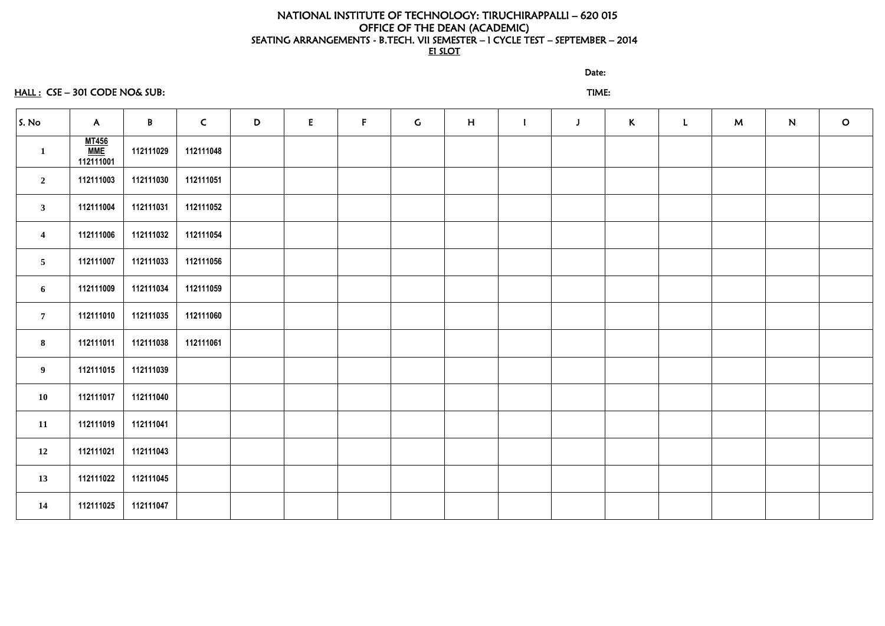NATIONAL INSTITUTE OF TECHNOLOGY: TIRUCHIRAPPALLI – 620 015
OFFICE OF THE DEAN (ACADEMIC)
SEATING ARRANGEMENTS - B.TECH. VII SEMESTER – I CYCLE TEST – SEPTEMBER – 2014
E1 SLOT

Date:

HALL : CSE – 301 CODE NO& SUB:

TIME:

| S. No | A | B | C | D | E | F | G | H | I | J | K | L | M | N | O |
|---|---|---|---|---|---|---|---|---|---|---|---|---|---|---|---|
| 1 | MT456 MME 112111001 | 112111029 | 112111048 | | | | | | | | | | | | |
| 2 | 112111003 | 112111030 | 112111051 | | | | | | | | | | | | |
| 3 | 112111004 | 112111031 | 112111052 | | | | | | | | | | | | |
| 4 | 112111006 | 112111032 | 112111054 | | | | | | | | | | | | |
| 5 | 112111007 | 112111033 | 112111056 | | | | | | | | | | | | |
| 6 | 112111009 | 112111034 | 112111059 | | | | | | | | | | | | |
| 7 | 112111010 | 112111035 | 112111060 | | | | | | | | | | | | |
| 8 | 112111011 | 112111038 | 112111061 | | | | | | | | | | | | |
| 9 | 112111015 | 112111039 | | | | | | | | | | | | | |
| 10 | 112111017 | 112111040 | | | | | | | | | | | | | |
| 11 | 112111019 | 112111041 | | | | | | | | | | | | | |
| 12 | 112111021 | 112111043 | | | | | | | | | | | | | |
| 13 | 112111022 | 112111045 | | | | | | | | | | | | | |
| 14 | 112111025 | 112111047 | | | | | | | | | | | | | |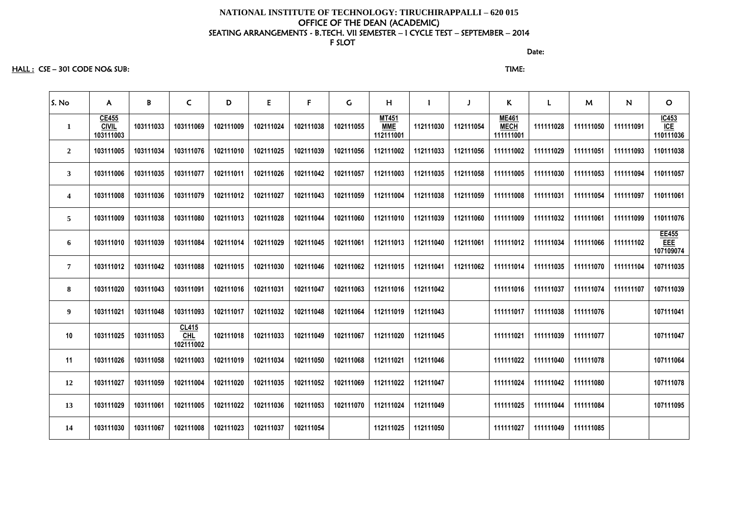**NATIONAL INSTITUTE OF TECHNOLOGY: TIRUCHIRAPPALLI – 620 015**
**OFFICE OF THE DEAN (ACADEMIC)**
**SEATING ARRANGEMENTS - B.TECH. VII SEMESTER – I CYCLE TEST – SEPTEMBER – 2014**
**F SLOT**

Date:

HALL : CSE – 301 CODE NO& SUB: TIME:

| S. No | A | B | C | D | E | F | G | H | I | J | K | L | M | N | O |
|---|---|---|---|---|---|---|---|---|---|---|---|---|---|---|---|
| 1 | CE455 CIVIL 103111003 | 103111033 | 103111069 | 102111009 | 102111024 | 102111038 | 102111055 | MT451 MME 112111001 | 112111030 | 112111054 | ME461 MECH 111111001 | 111111028 | 111111050 | 111111091 | IC453 ICE 110111036 |
| 2 | 103111005 | 103111034 | 103111076 | 102111010 | 102111025 | 102111039 | 102111056 | 112111002 | 112111033 | 112111056 | 111111002 | 111111029 | 111111051 | 111111093 | 110111038 |
| 3 | 103111006 | 103111035 | 103111077 | 102111011 | 102111026 | 102111042 | 102111057 | 112111003 | 112111035 | 112111058 | 111111005 | 111111030 | 111111053 | 111111094 | 110111057 |
| 4 | 103111008 | 103111036 | 103111079 | 102111012 | 102111027 | 102111043 | 102111059 | 112111004 | 112111038 | 112111059 | 111111008 | 111111031 | 111111054 | 111111097 | 110111061 |
| 5 | 103111009 | 103111038 | 103111080 | 102111013 | 102111028 | 102111044 | 102111060 | 112111010 | 112111039 | 112111060 | 111111009 | 111111032 | 111111061 | 111111099 | 110111076 |
| 6 | 103111010 | 103111039 | 103111084 | 102111014 | 102111029 | 102111045 | 102111061 | 112111013 | 112111040 | 112111061 | 111111012 | 111111034 | 111111066 | 111111102 | EE455 EEE 107109074 |
| 7 | 103111012 | 103111042 | 103111088 | 102111015 | 102111030 | 102111046 | 102111062 | 112111015 | 112111041 | 112111062 | 111111014 | 111111035 | 111111070 | 111111104 | 107111035 |
| 8 | 103111020 | 103111043 | 103111091 | 102111016 | 102111031 | 102111047 | 102111063 | 112111016 | 112111042 | | 111111016 | 111111037 | 111111074 | 111111107 | 107111039 |
| 9 | 103111021 | 103111048 | 103111093 | 102111017 | 102111032 | 102111048 | 102111064 | 112111019 | 112111043 | | 111111017 | 111111038 | 111111076 | | 107111041 |
| 10 | 103111025 | 103111053 | CL415 CHL 102111002 | 102111018 | 102111033 | 102111049 | 102111067 | 112111020 | 112111045 | | 111111021 | 111111039 | 111111077 | | 107111047 |
| 11 | 103111026 | 103111058 | 102111003 | 102111019 | 102111034 | 102111050 | 102111068 | 112111021 | 112111046 | | 111111022 | 111111040 | 111111078 | | 107111064 |
| 12 | 103111027 | 103111059 | 102111004 | 102111020 | 102111035 | 102111052 | 102111069 | 112111022 | 112111047 | | 111111024 | 111111042 | 111111080 | | 107111078 |
| 13 | 103111029 | 103111061 | 102111005 | 102111022 | 102111036 | 102111053 | 102111070 | 112111024 | 112111049 | | 111111025 | 111111044 | 111111084 | | 107111095 |
| 14 | 103111030 | 103111067 | 102111008 | 102111023 | 102111037 | 102111054 | | 112111025 | 112111050 | | 111111027 | 111111049 | 111111085 | | |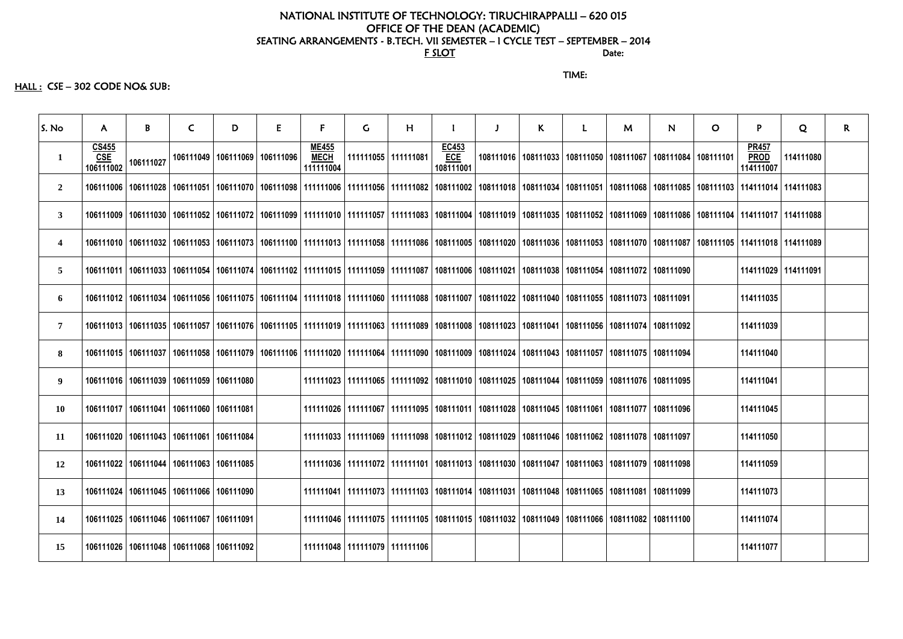NATIONAL INSTITUTE OF TECHNOLOGY: TIRUCHIRAPPALLI – 620 015
OFFICE OF THE DEAN (ACADEMIC)
SEATING ARRANGEMENTS - B.TECH. VII SEMESTER – I CYCLE TEST – SEPTEMBER – 2014
F SLOT Date:

TIME:

HALL : CSE – 302 CODE NO& SUB:

| S. No | A | B | C | D | E | F | G | H | I | J | K | L | M | N | O | P | Q | R |
|---|---|---|---|---|---|---|---|---|---|---|---|---|---|---|---|---|---|---|
| 1 | CS455 CSE 106111002 | 106111027 | 106111049 | 106111069 | 106111096 | ME455 MECH 111111004 | 111111055 | 111111081 | EC453 ECE 108111001 | 108111016 | 108111033 | 108111050 | 108111067 | 108111084 | 108111101 | PR457 PROD 114111007 | 114111080 | |
| 2 | 106111006 | 106111028 | 106111051 | 106111070 | 106111098 | 111111006 | 111111056 | 111111082 | 108111002 | 108111018 | 108111034 | 108111051 | 108111068 | 108111085 | 108111103 | 114111014 | 114111083 | |
| 3 | 106111009 | 106111030 | 106111052 | 106111072 | 106111099 | 111111010 | 111111057 | 111111083 | 108111004 | 108111019 | 108111035 | 108111052 | 108111069 | 108111086 | 108111104 | 114111017 | 114111088 | |
| 4 | 106111010 | 106111032 | 106111053 | 106111073 | 106111100 | 111111013 | 111111058 | 111111086 | 108111005 | 108111020 | 108111036 | 108111053 | 108111070 | 108111087 | 108111105 | 114111018 | 114111089 | |
| 5 | 106111011 | 106111033 | 106111054 | 106111074 | 106111102 | 111111015 | 111111059 | 111111087 | 108111006 | 108111021 | 108111038 | 108111054 | 108111072 | 108111090 | | 114111029 | 114111091 | |
| 6 | 106111012 | 106111034 | 106111056 | 106111075 | 106111104 | 111111018 | 111111060 | 111111088 | 108111007 | 108111022 | 108111040 | 108111055 | 108111073 | 108111091 | | 114111035 | | |
| 7 | 106111013 | 106111035 | 106111057 | 106111076 | 106111105 | 111111019 | 111111063 | 111111089 | 108111008 | 108111023 | 108111041 | 108111056 | 108111074 | 108111092 | | 114111039 | | |
| 8 | 106111015 | 106111037 | 106111058 | 106111079 | 106111106 | 111111020 | 111111064 | 111111090 | 108111009 | 108111024 | 108111043 | 108111057 | 108111075 | 108111094 | | 114111040 | | |
| 9 | 106111016 | 106111039 | 106111059 | 106111080 | | 111111023 | 111111065 | 111111092 | 108111010 | 108111025 | 108111044 | 108111059 | 108111076 | 108111095 | | 114111041 | | |
| 10 | 106111017 | 106111041 | 106111060 | 106111081 | | 111111026 | 111111067 | 111111095 | 108111011 | 108111028 | 108111045 | 108111061 | 108111077 | 108111096 | | 114111045 | | |
| 11 | 106111020 | 106111043 | 106111061 | 106111084 | | 111111033 | 111111069 | 111111098 | 108111012 | 108111029 | 108111046 | 108111062 | 108111078 | 108111097 | | 114111050 | | |
| 12 | 106111022 | 106111044 | 106111063 | 106111085 | | 111111036 | 111111072 | 111111101 | 108111013 | 108111030 | 108111047 | 108111063 | 108111079 | 108111098 | | 114111059 | | |
| 13 | 106111024 | 106111045 | 106111066 | 106111090 | | 111111041 | 111111073 | 111111103 | 108111014 | 108111031 | 108111048 | 108111065 | 108111081 | 108111099 | | 114111073 | | |
| 14 | 106111025 | 106111046 | 106111067 | 106111091 | | 111111046 | 111111075 | 111111105 | 108111015 | 108111032 | 108111049 | 108111066 | 108111082 | 108111100 | | 114111074 | | |
| 15 | 106111026 | 106111048 | 106111068 | 106111092 | | 111111048 | 111111079 | 111111106 | | | | | | | | 114111077 | | |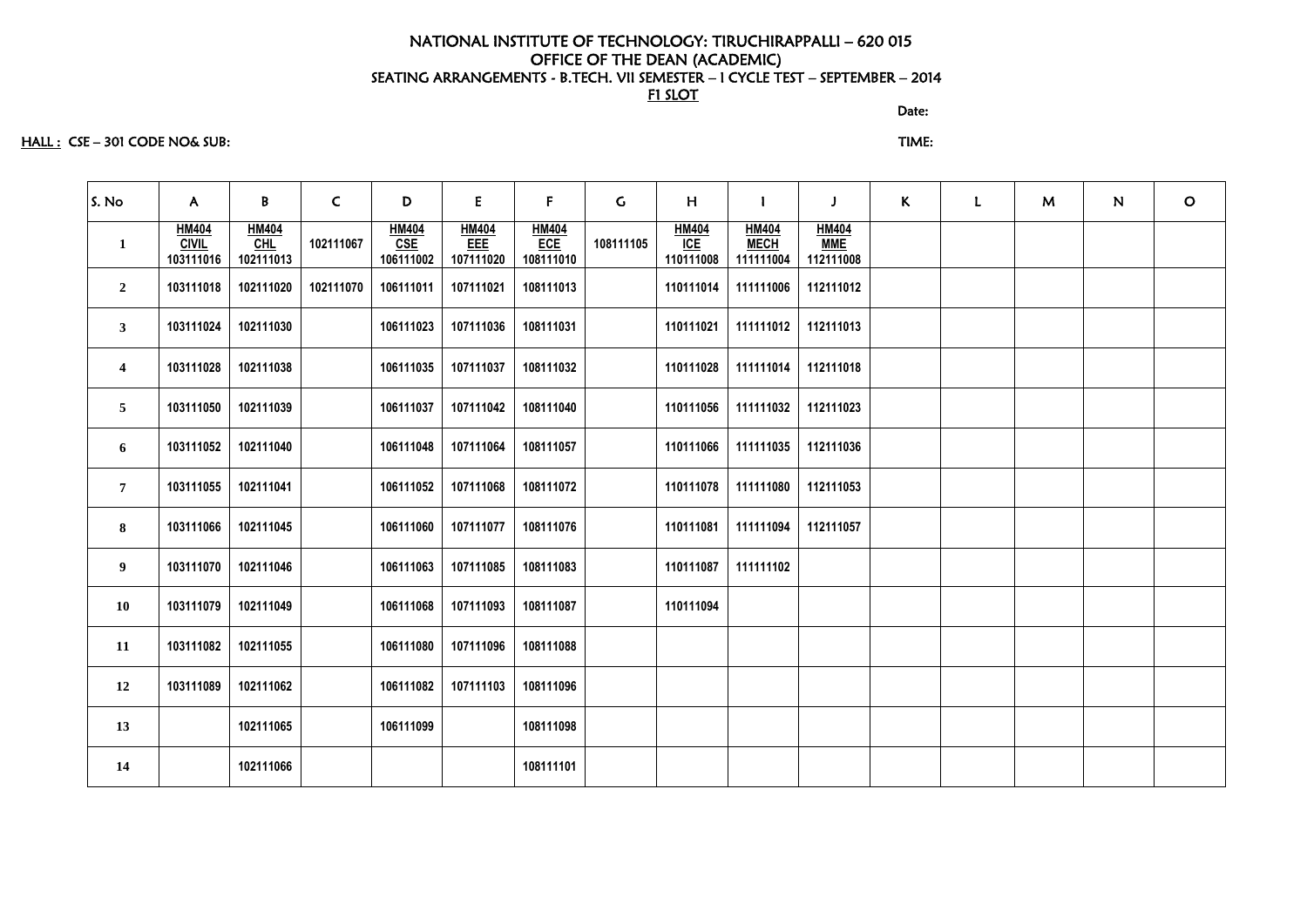# NATIONAL INSTITUTE OF TECHNOLOGY: TIRUCHIRAPPALLI – 620 015
## OFFICE OF THE DEAN (ACADEMIC)
### SEATING ARRANGEMENTS - B.TECH. VII SEMESTER – I CYCLE TEST – SEPTEMBER – 2014
### F1 SLOT

Date:

HALL : CSE – 301 CODE NO& SUB:

TIME:

| S. No | A | B | C | D | E | F | G | H | I | J | K | L | M | N | O |
|---|---|---|---|---|---|---|---|---|---|---|---|---|---|---|---|
| 1 | HM404 CIVIL 103111016 | HM404 CHL 102111013 | 102111067 | HM404 CSE 106111002 | HM404 EEE 107111020 | HM404 ECE 108111010 | 108111105 | HM404 ICE 110111008 | HM404 MECH 111111004 | HM404 MME 112111008 | | | | | |
| 2 | 103111018 | 102111020 | 102111070 | 106111011 | 107111021 | 108111013 | | 110111014 | 111111006 | 112111012 | | | | | |
| 3 | 103111024 | 102111030 | | 106111023 | 107111036 | 108111031 | | 110111021 | 111111012 | 112111013 | | | | | |
| 4 | 103111028 | 102111038 | | 106111035 | 107111037 | 108111032 | | 110111028 | 111111014 | 112111018 | | | | | |
| 5 | 103111050 | 102111039 | | 106111037 | 107111042 | 108111040 | | 110111056 | 111111032 | 112111023 | | | | | |
| 6 | 103111052 | 102111040 | | 106111048 | 107111064 | 108111057 | | 110111066 | 111111035 | 112111036 | | | | | |
| 7 | 103111055 | 102111041 | | 106111052 | 107111068 | 108111072 | | 110111078 | 111111080 | 112111053 | | | | | |
| 8 | 103111066 | 102111045 | | 106111060 | 107111077 | 108111076 | | 110111081 | 111111094 | 112111057 | | | | | |
| 9 | 103111070 | 102111046 | | 106111063 | 107111085 | 108111083 | | 110111087 | 111111102 | | | | | | |
| 10 | 103111079 | 102111049 | | 106111068 | 107111093 | 108111087 | | 110111094 | | | | | | | |
| 11 | 103111082 | 102111055 | | 106111080 | 107111096 | 108111088 | | | | | | | | | |
| 12 | 103111089 | 102111062 | | 106111082 | 107111103 | 108111096 | | | | | | | | | |
| 13 | | 102111065 | | 106111099 | | 108111098 | | | | | | | | | |
| 14 | | 102111066 | | | | 108111101 | | | | | | | | | |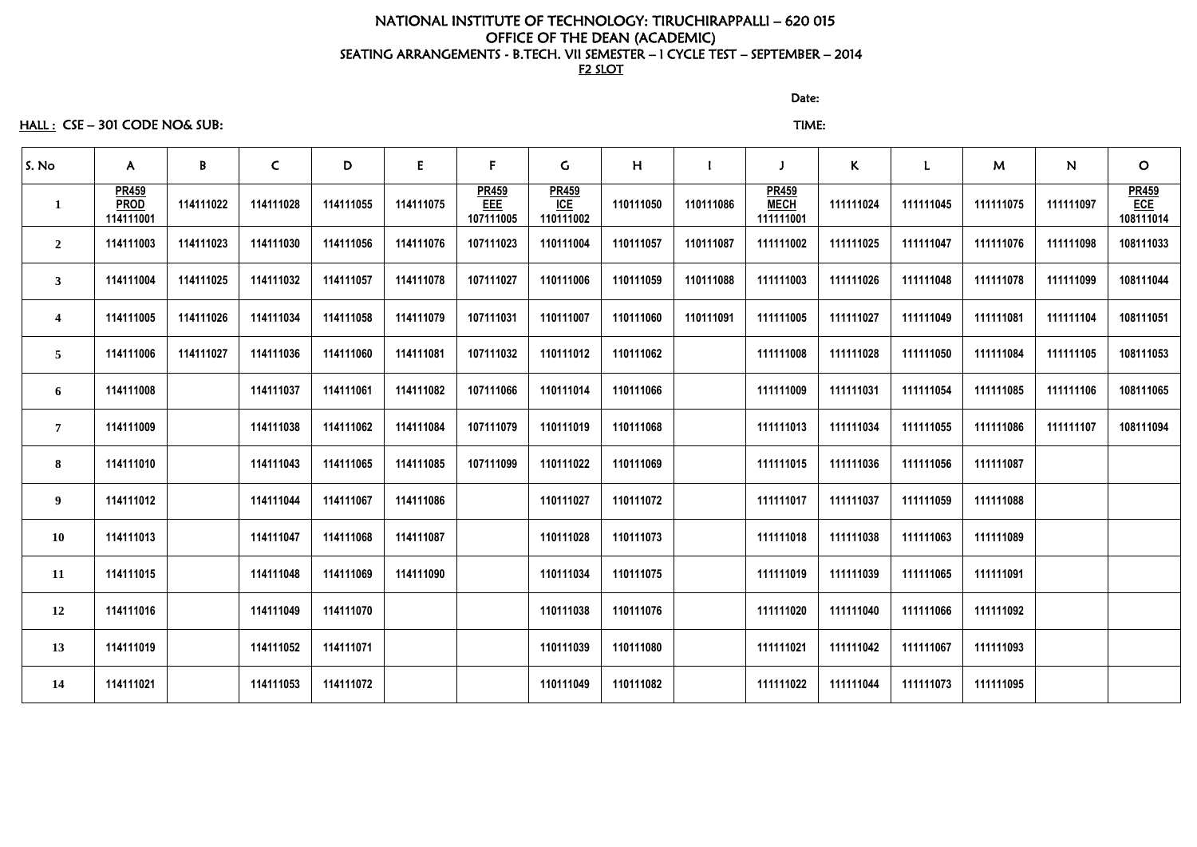NATIONAL INSTITUTE OF TECHNOLOGY: TIRUCHIRAPPALLI – 620 015
OFFICE OF THE DEAN (ACADEMIC)
SEATING ARRANGEMENTS - B.TECH. VII SEMESTER – I CYCLE TEST – SEPTEMBER – 2014
F2 SLOT

Date:

HALL : CSE – 301 CODE NO& SUB:

TIME:

| S. No | A | B | C | D | E | F | G | H | I | J | K | L | M | N | O |
|---|---|---|---|---|---|---|---|---|---|---|---|---|---|---|---|
| 1 | PR459 PROD 114111001 | 114111022 | 114111028 | 114111055 | 114111075 | PR459 EEE 107111005 | PR459 ICE 110111002 | 110111050 | 110111086 | PR459 MECH 111111001 | 111111024 | 111111045 | 111111075 | 111111097 | PR459 ECE 108111014 |
| 2 | 114111003 | 114111023 | 114111030 | 114111056 | 114111076 | 107111023 | 110111004 | 110111057 | 110111087 | 111111002 | 111111025 | 111111047 | 111111076 | 111111098 | 108111033 |
| 3 | 114111004 | 114111025 | 114111032 | 114111057 | 114111078 | 107111027 | 110111006 | 110111059 | 110111088 | 111111003 | 111111026 | 111111048 | 111111078 | 111111099 | 108111044 |
| 4 | 114111005 | 114111026 | 114111034 | 114111058 | 114111079 | 107111031 | 110111007 | 110111060 | 110111091 | 111111005 | 111111027 | 111111049 | 111111081 | 111111104 | 108111051 |
| 5 | 114111006 | 114111027 | 114111036 | 114111060 | 114111081 | 107111032 | 110111012 | 110111062 | | 111111008 | 111111028 | 111111050 | 111111084 | 111111105 | 108111053 |
| 6 | 114111008 | | 114111037 | 114111061 | 114111082 | 107111066 | 110111014 | 110111066 | | 111111009 | 111111031 | 111111054 | 111111085 | 111111106 | 108111065 |
| 7 | 114111009 | | 114111038 | 114111062 | 114111084 | 107111079 | 110111019 | 110111068 | | 111111013 | 111111034 | 111111055 | 111111086 | 111111107 | 108111094 |
| 8 | 114111010 | | 114111043 | 114111065 | 114111085 | 107111099 | 110111022 | 110111069 | | 111111015 | 111111036 | 111111056 | 111111087 | | |
| 9 | 114111012 | | 114111044 | 114111067 | 114111086 | | 110111027 | 110111072 | | 111111017 | 111111037 | 111111059 | 111111088 | | |
| 10 | 114111013 | | 114111047 | 114111068 | 114111087 | | 110111028 | 110111073 | | 111111018 | 111111038 | 111111063 | 111111089 | | |
| 11 | 114111015 | | 114111048 | 114111069 | 114111090 | | 110111034 | 110111075 | | 111111019 | 111111039 | 111111065 | 111111091 | | |
| 12 | 114111016 | | 114111049 | 114111070 | | | 110111038 | 110111076 | | 111111020 | 111111040 | 111111066 | 111111092 | | |
| 13 | 114111019 | | 114111052 | 114111071 | | | 110111039 | 110111080 | | 111111021 | 111111042 | 111111067 | 111111093 | | |
| 14 | 114111021 | | 114111053 | 114111072 | | | 110111049 | 110111082 | | 111111022 | 111111044 | 111111073 | 111111095 | | |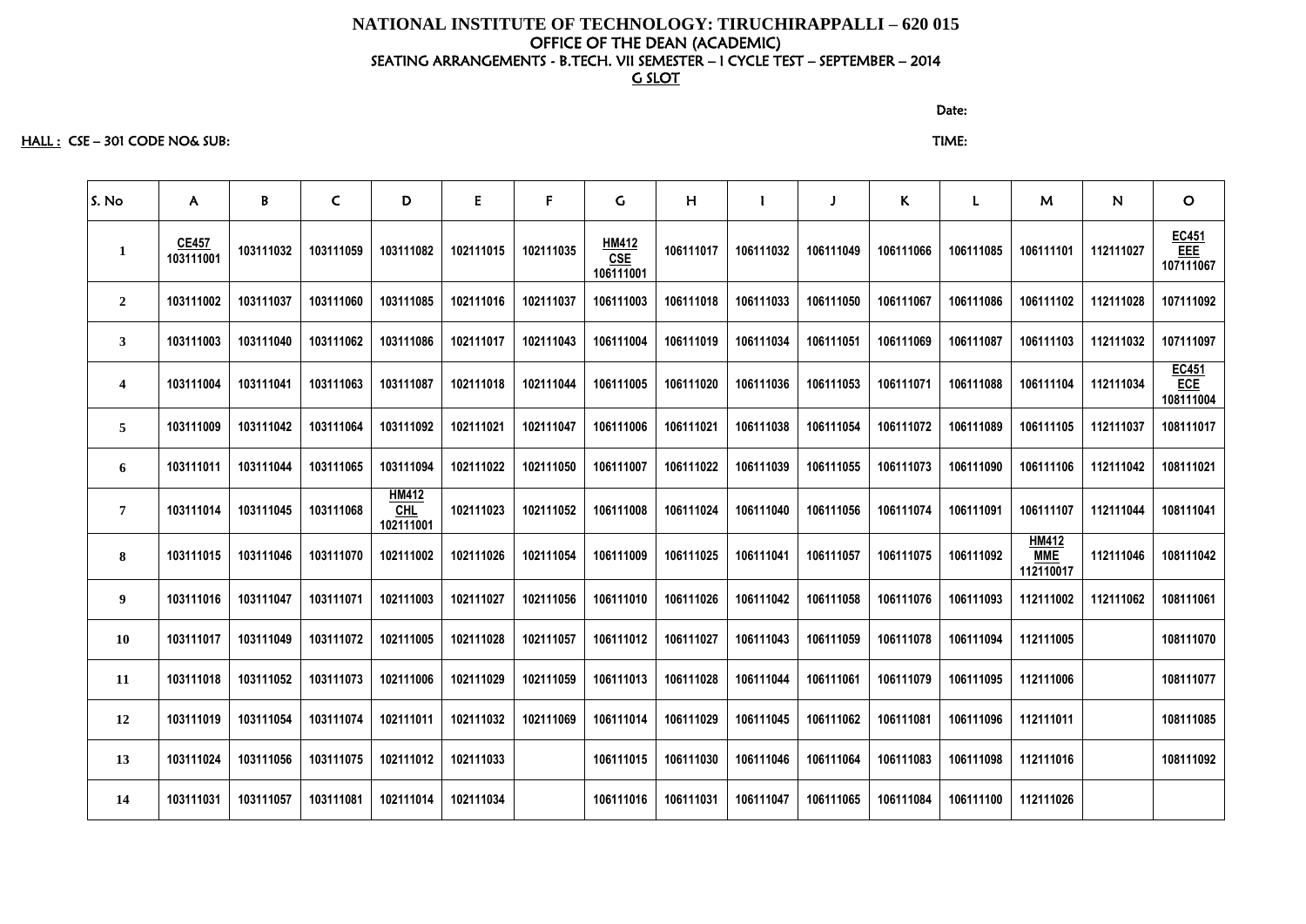# NATIONAL INSTITUTE OF TECHNOLOGY: TIRUCHIRAPPALLI – 620 015

## OFFICE OF THE DEAN (ACADEMIC)

### SEATING ARRANGEMENTS - B.TECH. VII SEMESTER – I CYCLE TEST – SEPTEMBER – 2014

### G SLOT

Date:

HALL : CSE – 301 CODE NO& SUB:

TIME:

| S. No | A | B | C | D | E | F | G | H | I | J | K | L | M | N | O |
|---|---|---|---|---|---|---|---|---|---|---|---|---|---|---|---|
| 1 | CE457 103111001 | 103111032 | 103111059 | 103111082 | 102111015 | 102111035 | HM412 CSE 106111001 | 106111017 | 106111032 | 106111049 | 106111066 | 106111085 | 106111101 | 112111027 | EC451 EEE 107111067 |
| 2 | 103111002 | 103111037 | 103111060 | 103111085 | 102111016 | 102111037 | 106111003 | 106111018 | 106111033 | 106111050 | 106111067 | 106111086 | 106111102 | 112111028 | 107111092 |
| 3 | 103111003 | 103111040 | 103111062 | 103111086 | 102111017 | 102111043 | 106111004 | 106111019 | 106111034 | 106111051 | 106111069 | 106111087 | 106111103 | 112111032 | 107111097 |
| 4 | 103111004 | 103111041 | 103111063 | 103111087 | 102111018 | 102111044 | 106111005 | 106111020 | 106111036 | 106111053 | 106111071 | 106111088 | 106111104 | 112111034 | EC451 ECE 108111004 |
| 5 | 103111009 | 103111042 | 103111064 | 103111092 | 102111021 | 102111047 | 106111006 | 106111021 | 106111038 | 106111054 | 106111072 | 106111089 | 106111105 | 112111037 | 108111017 |
| 6 | 103111011 | 103111044 | 103111065 | 103111094 | 102111022 | 102111050 | 106111007 | 106111022 | 106111039 | 106111055 | 106111073 | 106111090 | 106111106 | 112111042 | 108111021 |
| 7 | 103111014 | 103111045 | 103111068 | HM412 CHL 102111001 | 102111023 | 102111052 | 106111008 | 106111024 | 106111040 | 106111056 | 106111074 | 106111091 | 106111107 | 112111044 | 108111041 |
| 8 | 103111015 | 103111046 | 103111070 | 102111002 | 102111026 | 102111054 | 106111009 | 106111025 | 106111041 | 106111057 | 106111075 | 106111092 | HM412 MME 112110017 | 112111046 | 108111042 |
| 9 | 103111016 | 103111047 | 103111071 | 102111003 | 102111027 | 102111056 | 106111010 | 106111026 | 106111042 | 106111058 | 106111076 | 106111093 | 112111002 | 112111062 | 108111061 |
| 10 | 103111017 | 103111049 | 103111072 | 102111005 | 102111028 | 102111057 | 106111012 | 106111027 | 106111043 | 106111059 | 106111078 | 106111094 | 112111005 | | 108111070 |
| 11 | 103111018 | 103111052 | 103111073 | 102111006 | 102111029 | 102111059 | 106111013 | 106111028 | 106111044 | 106111061 | 106111079 | 106111095 | 112111006 | | 108111077 |
| 12 | 103111019 | 103111054 | 103111074 | 102111011 | 102111032 | 102111069 | 106111014 | 106111029 | 106111045 | 106111062 | 106111081 | 106111096 | 112111011 | | 108111085 |
| 13 | 103111024 | 103111056 | 103111075 | 102111012 | 102111033 | | 106111015 | 106111030 | 106111046 | 106111064 | 106111083 | 106111098 | 112111016 | | 108111092 |
| 14 | 103111031 | 103111057 | 103111081 | 102111014 | 102111034 | | 106111016 | 106111031 | 106111047 | 106111065 | 106111084 | 106111100 | 112111026 | | |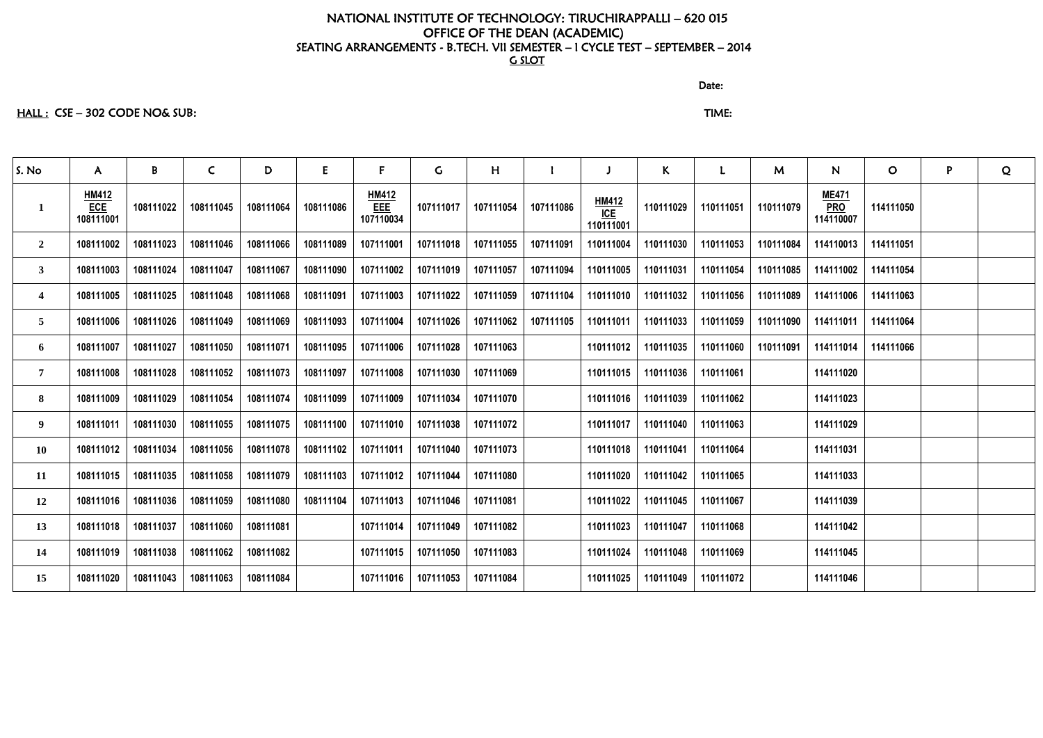NATIONAL INSTITUTE OF TECHNOLOGY: TIRUCHIRAPPALLI – 620 015

OFFICE OF THE DEAN (ACADEMIC)

SEATING ARRANGEMENTS - B.TECH. VII SEMESTER – I CYCLE TEST – SEPTEMBER – 2014

G SLOT

Date:

HALL : CSE – 302 CODE NO& SUB: TIME:

| S. No | A | B | C | D | E | F | G | H | I | J | K | L | M | N | O | P | Q |
|---|---|---|---|---|---|---|---|---|---|---|---|---|---|---|---|---|---|
| 1 | HM412 ECE 108111001 | 108111022 | 108111045 | 108111064 | 108111086 | HM412 EEE 107110034 | 107111017 | 107111054 | 107111086 | HM412 ICE 110111001 | 110111029 | 110111051 | 110111079 | ME471 PRO 114110007 | 114111050 | | |
| 2 | 108111002 | 108111023 | 108111046 | 108111066 | 108111089 | 107111001 | 107111018 | 107111055 | 107111091 | 110111004 | 110111030 | 110111053 | 110111084 | 114110013 | 114111051 | | |
| 3 | 108111003 | 108111024 | 108111047 | 108111067 | 108111090 | 107111002 | 107111019 | 107111057 | 107111094 | 110111005 | 110111031 | 110111054 | 110111085 | 114111002 | 114111054 | | |
| 4 | 108111005 | 108111025 | 108111048 | 108111068 | 108111091 | 107111003 | 107111022 | 107111059 | 107111104 | 110111010 | 110111032 | 110111056 | 110111089 | 114111006 | 114111063 | | |
| 5 | 108111006 | 108111026 | 108111049 | 108111069 | 108111093 | 107111004 | 107111026 | 107111062 | 107111105 | 110111011 | 110111033 | 110111059 | 110111090 | 114111011 | 114111064 | | |
| 6 | 108111007 | 108111027 | 108111050 | 108111071 | 108111095 | 107111006 | 107111028 | 107111063 | | 110111012 | 110111035 | 110111060 | 110111091 | 114111014 | 114111066 | | |
| 7 | 108111008 | 108111028 | 108111052 | 108111073 | 108111097 | 107111008 | 107111030 | 107111069 | | 110111015 | 110111036 | 110111061 | | 114111020 | | | |
| 8 | 108111009 | 108111029 | 108111054 | 108111074 | 108111099 | 107111009 | 107111034 | 107111070 | | 110111016 | 110111039 | 110111062 | | 114111023 | | | |
| 9 | 108111011 | 108111030 | 108111055 | 108111075 | 108111100 | 107111010 | 107111038 | 107111072 | | 110111017 | 110111040 | 110111063 | | 114111029 | | | |
| 10 | 108111012 | 108111034 | 108111056 | 108111078 | 108111102 | 107111011 | 107111040 | 107111073 | | 110111018 | 110111041 | 110111064 | | 114111031 | | | |
| 11 | 108111015 | 108111035 | 108111058 | 108111079 | 108111103 | 107111012 | 107111044 | 107111080 | | 110111020 | 110111042 | 110111065 | | 114111033 | | | |
| 12 | 108111016 | 108111036 | 108111059 | 108111080 | 108111104 | 107111013 | 107111046 | 107111081 | | 110111022 | 110111045 | 110111067 | | 114111039 | | | |
| 13 | 108111018 | 108111037 | 108111060 | 108111081 | | 107111014 | 107111049 | 107111082 | | 110111023 | 110111047 | 110111068 | | 114111042 | | | |
| 14 | 108111019 | 108111038 | 108111062 | 108111082 | | 107111015 | 107111050 | 107111083 | | 110111024 | 110111048 | 110111069 | | 114111045 | | | |
| 15 | 108111020 | 108111043 | 108111063 | 108111084 | | 107111016 | 107111053 | 107111084 | | 110111025 | 110111049 | 110111072 | | 114111046 | | | |